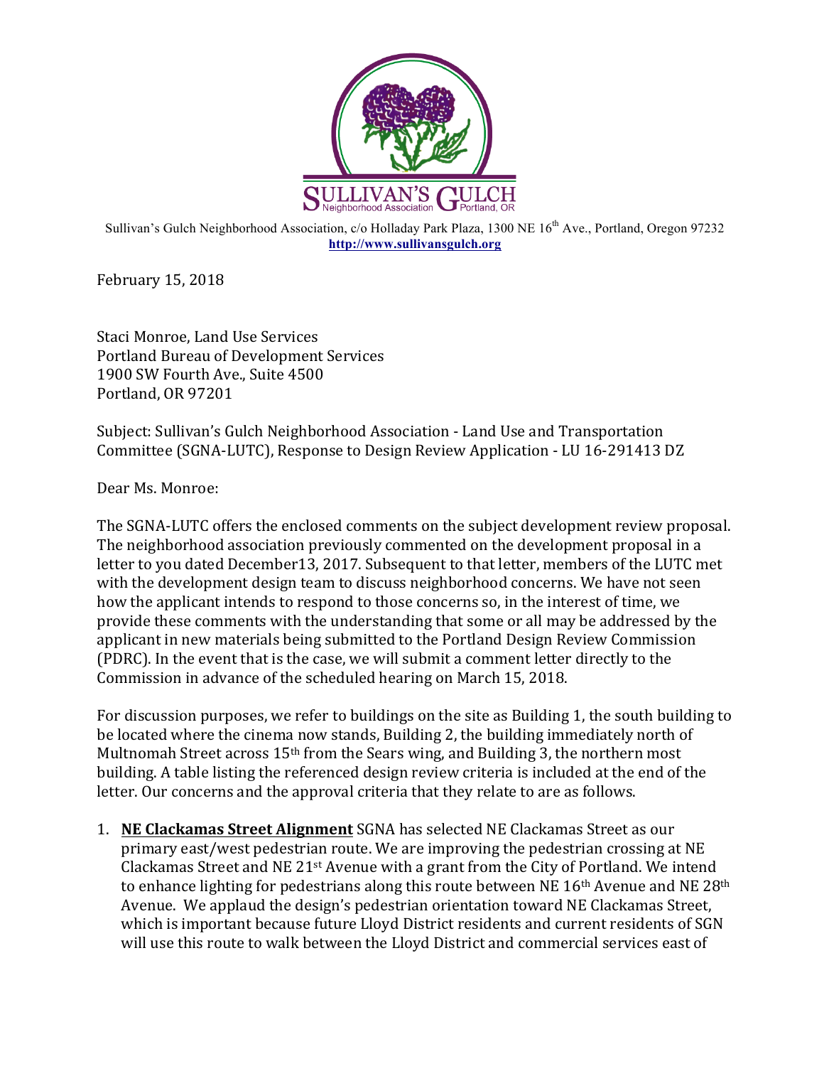SULLIVAN'S GULCH Neighborhood Association Portland, OR

Sullivan's Gulch Neighborhood Association, c/o Holladay Park Plaza, 1300 NE 16th Ave., Portland, Oregon 97232
**http://www.sullivansgulch.org**

February 15, 2018

Staci Monroe, Land Use Services
Portland Bureau of Development Services
1900 SW Fourth Ave., Suite 4500
Portland, OR 97201

Subject: Sullivan's Gulch Neighborhood Association - Land Use and Transportation Committee (SGNA-LUTC), Response to Design Review Application - LU 16-291413 DZ

Dear Ms. Monroe:

The SGNA-LUTC offers the enclosed comments on the subject development review proposal. The neighborhood association previously commented on the development proposal in a letter to you dated December13, 2017. Subsequent to that letter, members of the LUTC met with the development design team to discuss neighborhood concerns. We have not seen how the applicant intends to respond to those concerns so, in the interest of time, we provide these comments with the understanding that some or all may be addressed by the applicant in new materials being submitted to the Portland Design Review Commission (PDRC). In the event that is the case, we will submit a comment letter directly to the Commission in advance of the scheduled hearing on March 15, 2018.

For discussion purposes, we refer to buildings on the site as Building 1, the south building to be located where the cinema now stands, Building 2, the building immediately north of Multnomah Street across 15th from the Sears wing, and Building 3, the northern most building. A table listing the referenced design review criteria is included at the end of the letter. Our concerns and the approval criteria that they relate to are as follows.

1. **NE Clackamas Street Alignment** SGNA has selected NE Clackamas Street as our primary east/west pedestrian route. We are improving the pedestrian crossing at NE Clackamas Street and NE 21st Avenue with a grant from the City of Portland. We intend to enhance lighting for pedestrians along this route between NE 16th Avenue and NE 28th Avenue. We applaud the design's pedestrian orientation toward NE Clackamas Street, which is important because future Lloyd District residents and current residents of SGN will use this route to walk between the Lloyd District and commercial services east of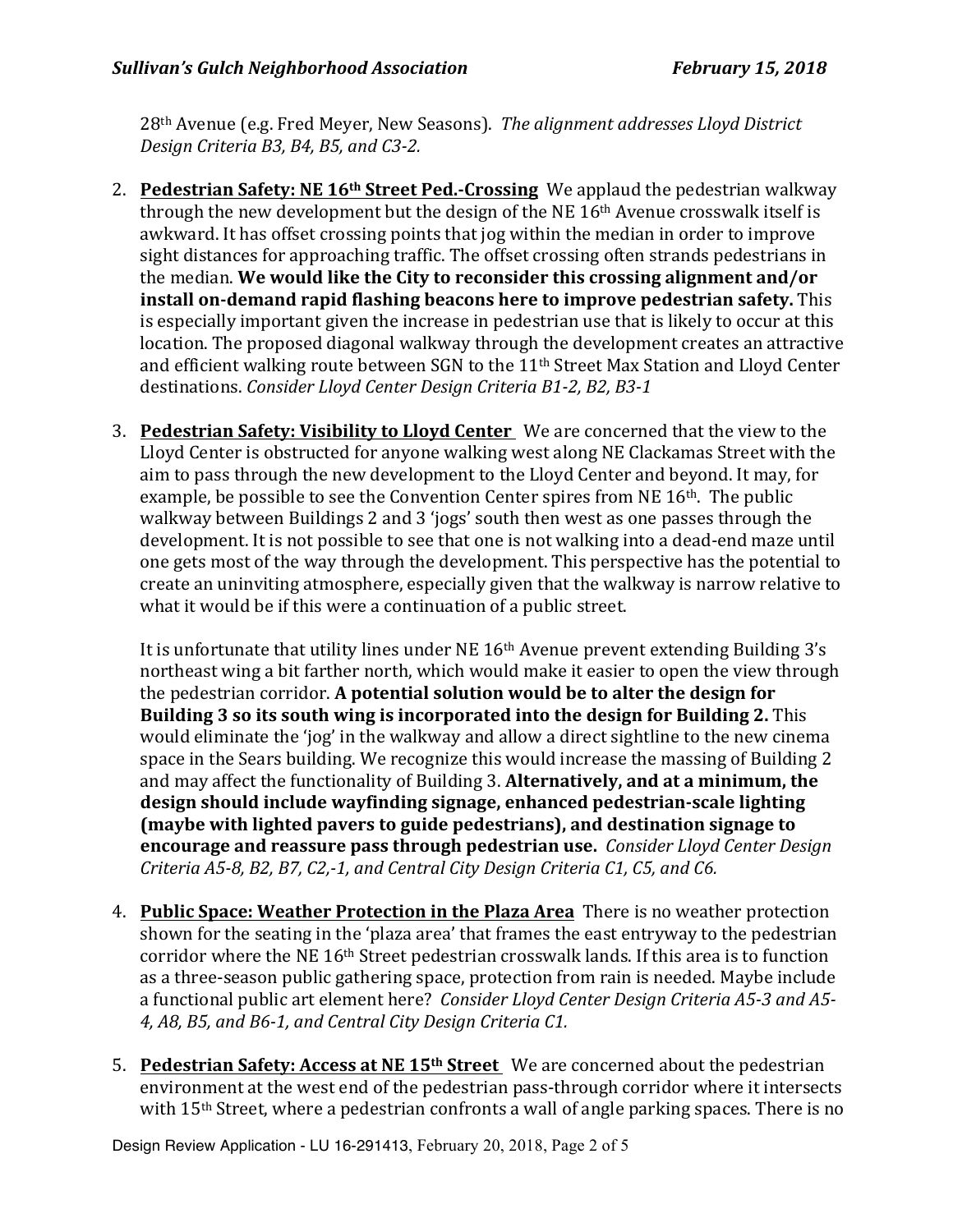28th Avenue (e.g. Fred Meyer, New Seasons). *The alignment addresses Lloyd District Design Criteria B3, B4, B5, and C3-2.*

2. **Pedestrian Safety: NE 16th Street Ped.-Crossing** We applaud the pedestrian walkway through the new development but the design of the NE 16th Avenue crosswalk itself is awkward. It has offset crossing points that jog within the median in order to improve sight distances for approaching traffic. The offset crossing often strands pedestrians in the median. **We would like the City to reconsider this crossing alignment and/or install on-demand rapid flashing beacons here to improve pedestrian safety.** This is especially important given the increase in pedestrian use that is likely to occur at this location. The proposed diagonal walkway through the development creates an attractive and efficient walking route between SGN to the 11th Street Max Station and Lloyd Center destinations. *Consider Lloyd Center Design Criteria B1-2, B2, B3-1*

3. **Pedestrian Safety: Visibility to Lloyd Center** We are concerned that the view to the Lloyd Center is obstructed for anyone walking west along NE Clackamas Street with the aim to pass through the new development to the Lloyd Center and beyond. It may, for example, be possible to see the Convention Center spires from NE 16th. The public walkway between Buildings 2 and 3 'jogs' south then west as one passes through the development. It is not possible to see that one is not walking into a dead-end maze until one gets most of the way through the development. This perspective has the potential to create an uninviting atmosphere, especially given that the walkway is narrow relative to what it would be if this were a continuation of a public street.

   It is unfortunate that utility lines under NE 16th Avenue prevent extending Building 3's northeast wing a bit farther north, which would make it easier to open the view through the pedestrian corridor. **A potential solution would be to alter the design for Building 3 so its south wing is incorporated into the design for Building 2.** This would eliminate the 'jog' in the walkway and allow a direct sightline to the new cinema space in the Sears building. We recognize this would increase the massing of Building 2 and may affect the functionality of Building 3. **Alternatively, and at a minimum, the design should include wayfinding signage, enhanced pedestrian-scale lighting (maybe with lighted pavers to guide pedestrians), and destination signage to encourage and reassure pass through pedestrian use.** *Consider Lloyd Center Design Criteria A5-8, B2, B7, C2,-1, and Central City Design Criteria C1, C5, and C6.*

4. **Public Space: Weather Protection in the Plaza Area** There is no weather protection shown for the seating in the 'plaza area' that frames the east entryway to the pedestrian corridor where the NE 16th Street pedestrian crosswalk lands. If this area is to function as a three-season public gathering space, protection from rain is needed. Maybe include a functional public art element here? *Consider Lloyd Center Design Criteria A5-3 and A5-4, A8, B5, and B6-1, and Central City Design Criteria C1.*

5. **Pedestrian Safety: Access at NE 15th Street** We are concerned about the pedestrian environment at the west end of the pedestrian pass-through corridor where it intersects with 15th Street, where a pedestrian confronts a wall of angle parking spaces. There is no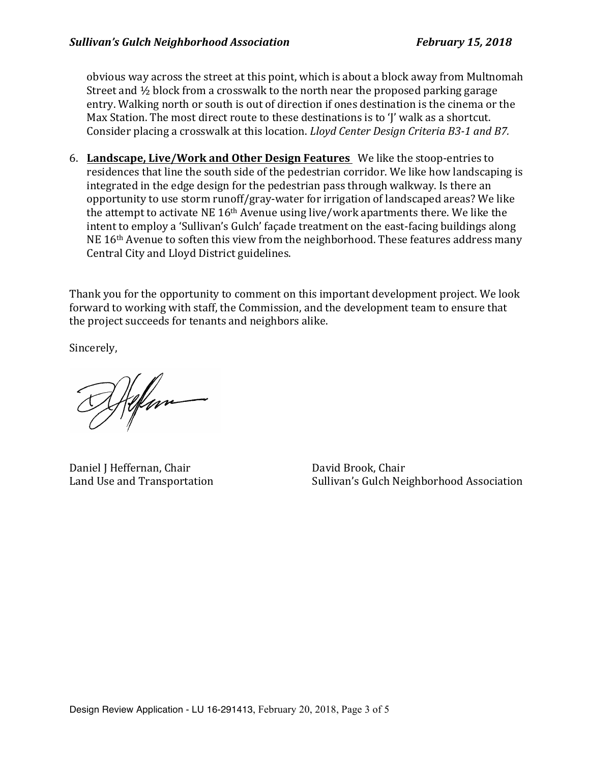obvious way across the street at this point, which is about a block away from Multnomah Street and ½ block from a crosswalk to the north near the proposed parking garage entry. Walking north or south is out of direction if ones destination is the cinema or the Max Station. The most direct route to these destinations is to 'J' walk as a shortcut. Consider placing a crosswalk at this location. *Lloyd Center Design Criteria B3-1 and B7.*

6. **Landscape, Live/Work and Other Design Features** We like the stoop-entries to residences that line the south side of the pedestrian corridor. We like how landscaping is integrated in the edge design for the pedestrian pass through walkway. Is there an opportunity to use storm runoff/gray-water for irrigation of landscaped areas? We like the attempt to activate NE 16th Avenue using live/work apartments there. We like the intent to employ a 'Sullivan's Gulch' façade treatment on the east-facing buildings along NE 16th Avenue to soften this view from the neighborhood. These features address many Central City and Lloyd District guidelines.

Thank you for the opportunity to comment on this important development project. We look forward to working with staff, the Commission, and the development team to ensure that the project succeeds for tenants and neighbors alike.

Sincerely,

Daniel J Heffernan, Chair
Land Use and Transportation

David Brook, Chair
Sullivan's Gulch Neighborhood Association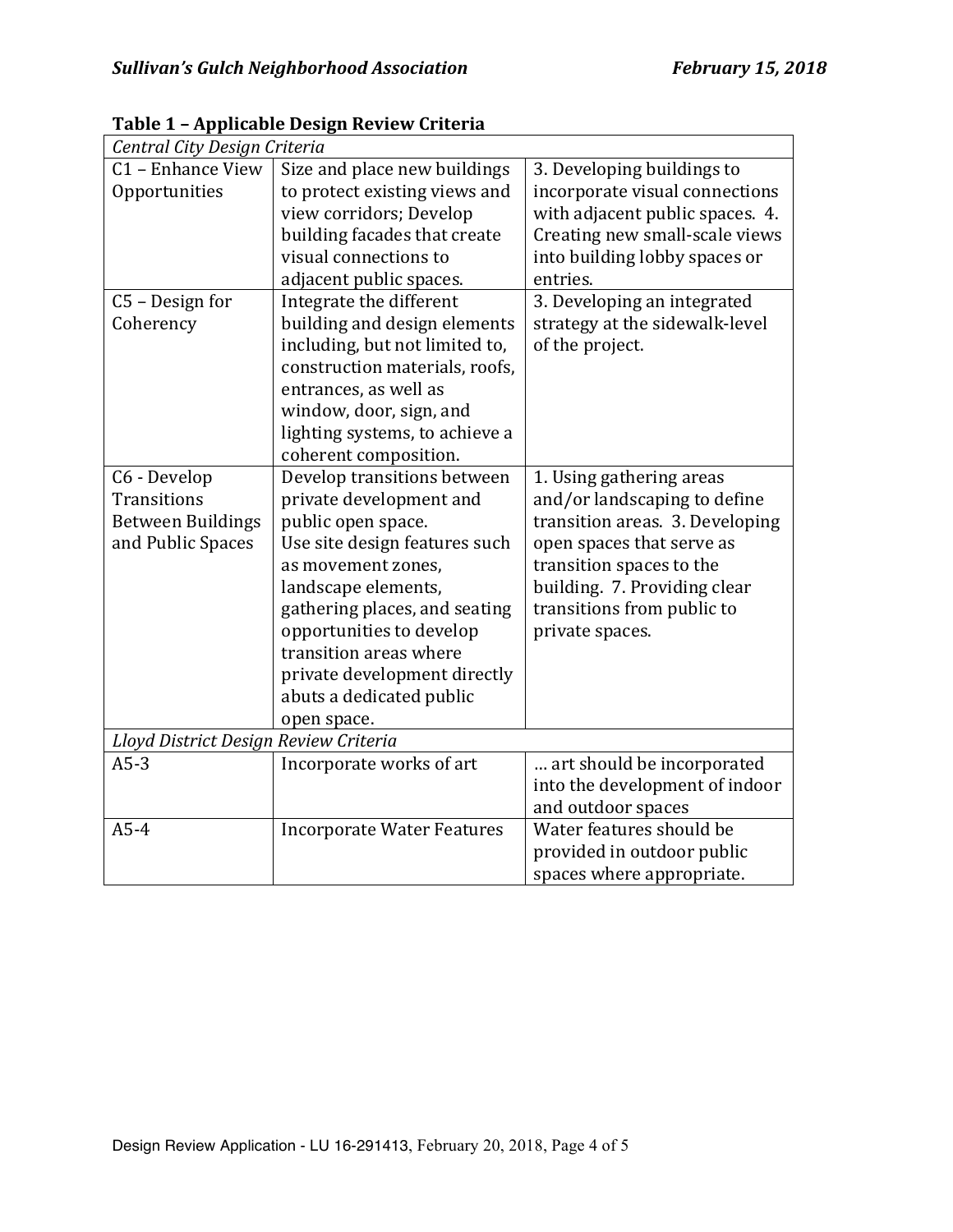**Table 1 – Applicable Design Review Criteria**

| | | |
|---|---|---|
| *Central City Design Criteria* | | |
| C1 – Enhance View Opportunities | Size and place new buildings to protect existing views and view corridors; Develop building facades that create visual connections to adjacent public spaces. | 3. Developing buildings to incorporate visual connections with adjacent public spaces. 4. Creating new small-scale views into building lobby spaces or entries. |
| C5 – Design for Coherency | Integrate the different building and design elements including, but not limited to, construction materials, roofs, entrances, as well as window, door, sign, and lighting systems, to achieve a coherent composition. | 3. Developing an integrated strategy at the sidewalk-level of the project. |
| C6 - Develop Transitions Between Buildings and Public Spaces | Develop transitions between private development and public open space. Use site design features such as movement zones, landscape elements, gathering places, and seating opportunities to develop transition areas where private development directly abuts a dedicated public open space. | 1. Using gathering areas and/or landscaping to define transition areas. 3. Developing open spaces that serve as transition spaces to the building. 7. Providing clear transitions from public to private spaces. |
| *Lloyd District Design Review Criteria* | | |
| A5-3 | Incorporate works of art | … art should be incorporated into the development of indoor and outdoor spaces |
| A5-4 | Incorporate Water Features | Water features should be provided in outdoor public spaces where appropriate. |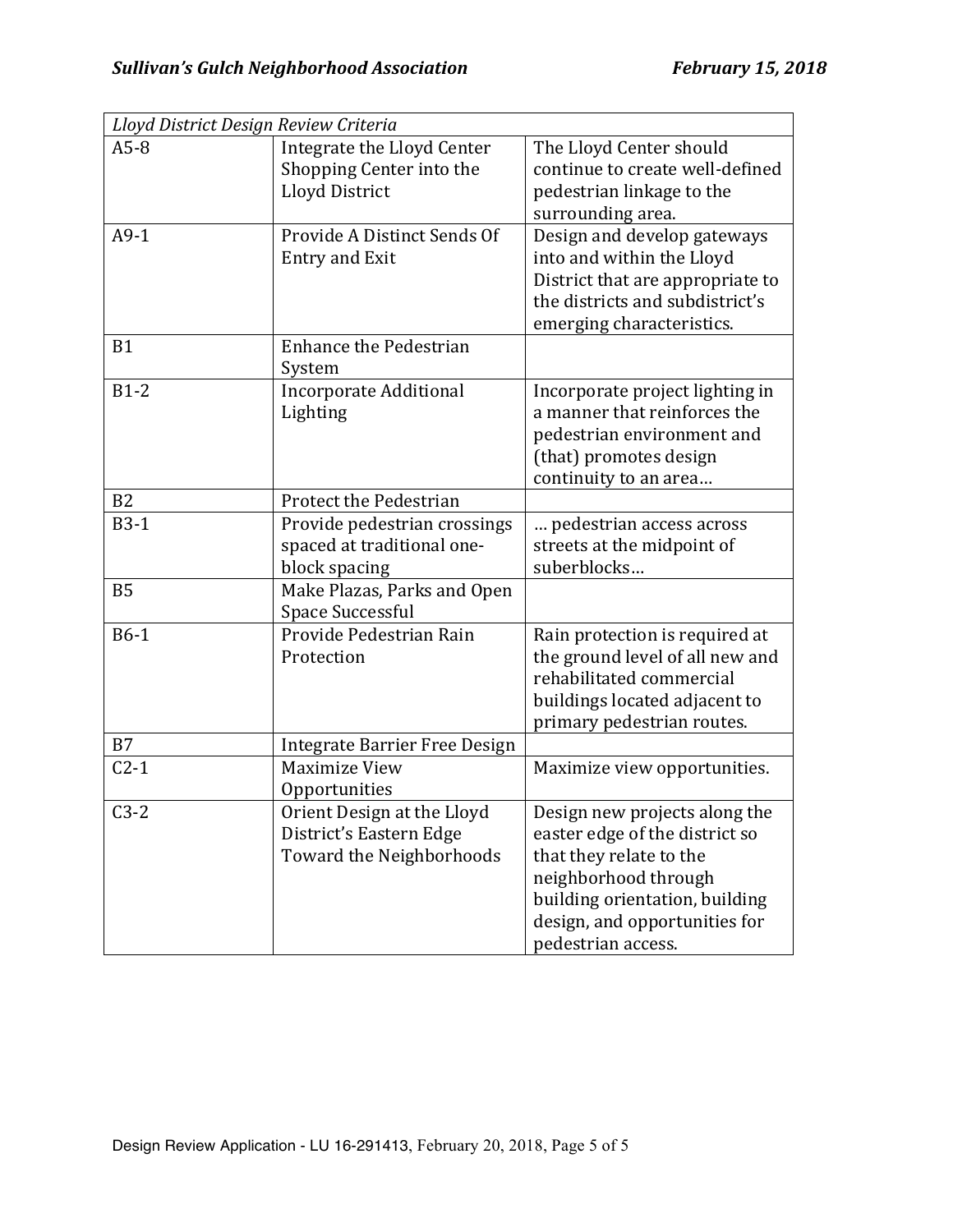| Lloyd District Design Review Criteria | | |
|---|---|---|
| A5-8 | Integrate the Lloyd Center Shopping Center into the Lloyd District | The Lloyd Center should continue to create well-defined pedestrian linkage to the surrounding area. |
| A9-1 | Provide A Distinct Sends Of Entry and Exit | Design and develop gateways into and within the Lloyd District that are appropriate to the districts and subdistrict's emerging characteristics. |
| B1 | Enhance the Pedestrian System | |
| B1-2 | Incorporate Additional Lighting | Incorporate project lighting in a manner that reinforces the pedestrian environment and (that) promotes design continuity to an area… |
| B2 | Protect the Pedestrian | |
| B3-1 | Provide pedestrian crossings spaced at traditional one-block spacing | … pedestrian access across streets at the midpoint of suberblocks… |
| B5 | Make Plazas, Parks and Open Space Successful | |
| B6-1 | Provide Pedestrian Rain Protection | Rain protection is required at the ground level of all new and rehabilitated commercial buildings located adjacent to primary pedestrian routes. |
| B7 | Integrate Barrier Free Design | |
| C2-1 | Maximize View Opportunities | Maximize view opportunities. |
| C3-2 | Orient Design at the Lloyd District's Eastern Edge Toward the Neighborhoods | Design new projects along the easter edge of the district so that they relate to the neighborhood through building orientation, building design, and opportunities for pedestrian access. |